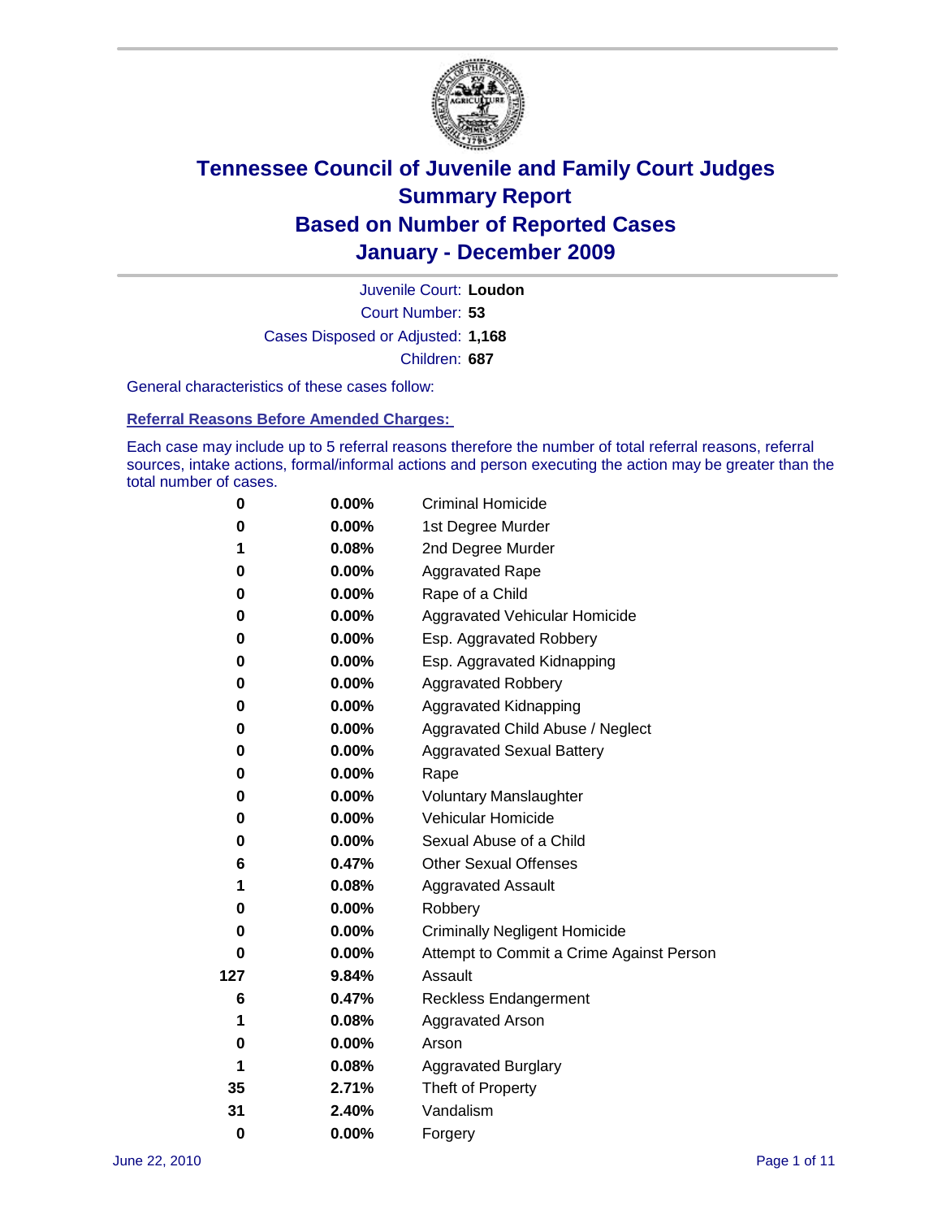# Tennessee Council of Juvenile and Family Court Judges
# Summary Report
# Based on Number of Reported Cases
# January - December 2009

Juvenile Court: **Loudon**

Court Number: **53**

Cases Disposed or Adjusted: **1,168**

Children: **687**

General characteristics of these cases follow:

## Referral Reasons Before Amended Charges:

Each case may include up to 5 referral reasons therefore the number of total referral reasons, referral sources, intake actions, formal/informal actions and person executing the action may be greater than the total number of cases.

| Count | Percent | Referral Reason |
|---|---|---|
| 0 | 0.00% | Criminal Homicide |
| 0 | 0.00% | 1st Degree Murder |
| 1 | 0.08% | 2nd Degree Murder |
| 0 | 0.00% | Aggravated Rape |
| 0 | 0.00% | Rape of a Child |
| 0 | 0.00% | Aggravated Vehicular Homicide |
| 0 | 0.00% | Esp. Aggravated Robbery |
| 0 | 0.00% | Esp. Aggravated Kidnapping |
| 0 | 0.00% | Aggravated Robbery |
| 0 | 0.00% | Aggravated Kidnapping |
| 0 | 0.00% | Aggravated Child Abuse / Neglect |
| 0 | 0.00% | Aggravated Sexual Battery |
| 0 | 0.00% | Rape |
| 0 | 0.00% | Voluntary Manslaughter |
| 0 | 0.00% | Vehicular Homicide |
| 0 | 0.00% | Sexual Abuse of a Child |
| 6 | 0.47% | Other Sexual Offenses |
| 1 | 0.08% | Aggravated Assault |
| 0 | 0.00% | Robbery |
| 0 | 0.00% | Criminally Negligent Homicide |
| 0 | 0.00% | Attempt to Commit a Crime Against Person |
| 127 | 9.84% | Assault |
| 6 | 0.47% | Reckless Endangerment |
| 1 | 0.08% | Aggravated Arson |
| 0 | 0.00% | Arson |
| 1 | 0.08% | Aggravated Burglary |
| 35 | 2.71% | Theft of Property |
| 31 | 2.40% | Vandalism |
| 0 | 0.00% | Forgery |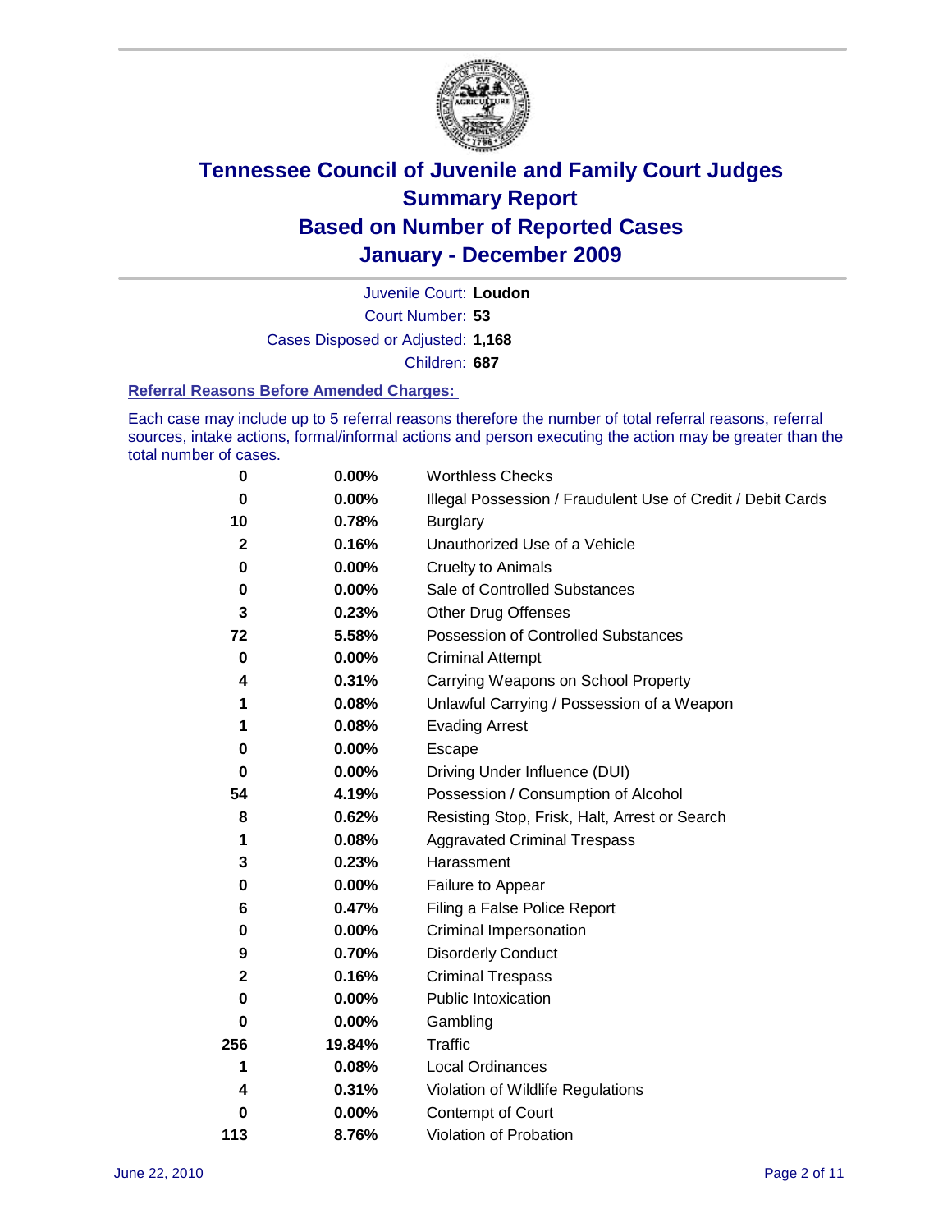# Tennessee Council of Juvenile and Family Court Judges
# Summary Report
# Based on Number of Reported Cases
# January - December 2009

Juvenile Court: **Loudon**

Court Number: **53**

Cases Disposed or Adjusted: **1,168**

Children: **687**

### Referral Reasons Before Amended Charges:

Each case may include up to 5 referral reasons therefore the number of total referral reasons, referral sources, intake actions, formal/informal actions and person executing the action may be greater than the total number of cases.

| | | |
|---|---|---|
| 0 | 0.00% | Worthless Checks |
| 0 | 0.00% | Illegal Possession / Fraudulent Use of Credit / Debit Cards |
| 10 | 0.78% | Burglary |
| 2 | 0.16% | Unauthorized Use of a Vehicle |
| 0 | 0.00% | Cruelty to Animals |
| 0 | 0.00% | Sale of Controlled Substances |
| 3 | 0.23% | Other Drug Offenses |
| 72 | 5.58% | Possession of Controlled Substances |
| 0 | 0.00% | Criminal Attempt |
| 4 | 0.31% | Carrying Weapons on School Property |
| 1 | 0.08% | Unlawful Carrying / Possession of a Weapon |
| 1 | 0.08% | Evading Arrest |
| 0 | 0.00% | Escape |
| 0 | 0.00% | Driving Under Influence (DUI) |
| 54 | 4.19% | Possession / Consumption of Alcohol |
| 8 | 0.62% | Resisting Stop, Frisk, Halt, Arrest or Search |
| 1 | 0.08% | Aggravated Criminal Trespass |
| 3 | 0.23% | Harassment |
| 0 | 0.00% | Failure to Appear |
| 6 | 0.47% | Filing a False Police Report |
| 0 | 0.00% | Criminal Impersonation |
| 9 | 0.70% | Disorderly Conduct |
| 2 | 0.16% | Criminal Trespass |
| 0 | 0.00% | Public Intoxication |
| 0 | 0.00% | Gambling |
| 256 | 19.84% | Traffic |
| 1 | 0.08% | Local Ordinances |
| 4 | 0.31% | Violation of Wildlife Regulations |
| 0 | 0.00% | Contempt of Court |
| 113 | 8.76% | Violation of Probation |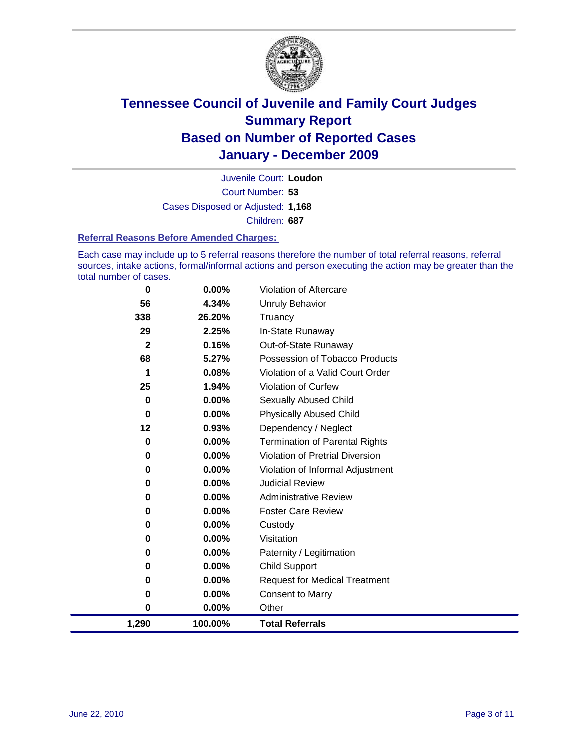# Tennessee Council of Juvenile and Family Court Judges
## Summary Report
## Based on Number of Reported Cases
## January - December 2009

Juvenile Court: **Loudon**

Court Number: **53**

Cases Disposed or Adjusted: **1,168**

Children: **687**

### Referral Reasons Before Amended Charges:

Each case may include up to 5 referral reasons therefore the number of total referral reasons, referral sources, intake actions, formal/informal actions and person executing the action may be greater than the total number of cases.

| Count | Percent | Referral Reason |
|---|---|---|
| 0 | 0.00% | Violation of Aftercare |
| 56 | 4.34% | Unruly Behavior |
| 338 | 26.20% | Truancy |
| 29 | 2.25% | In-State Runaway |
| 2 | 0.16% | Out-of-State Runaway |
| 68 | 5.27% | Possession of Tobacco Products |
| 1 | 0.08% | Violation of a Valid Court Order |
| 25 | 1.94% | Violation of Curfew |
| 0 | 0.00% | Sexually Abused Child |
| 0 | 0.00% | Physically Abused Child |
| 12 | 0.93% | Dependency / Neglect |
| 0 | 0.00% | Termination of Parental Rights |
| 0 | 0.00% | Violation of Pretrial Diversion |
| 0 | 0.00% | Violation of Informal Adjustment |
| 0 | 0.00% | Judicial Review |
| 0 | 0.00% | Administrative Review |
| 0 | 0.00% | Foster Care Review |
| 0 | 0.00% | Custody |
| 0 | 0.00% | Visitation |
| 0 | 0.00% | Paternity / Legitimation |
| 0 | 0.00% | Child Support |
| 0 | 0.00% | Request for Medical Treatment |
| 0 | 0.00% | Consent to Marry |
| 0 | 0.00% | Other |
| **1,290** | **100.00%** | **Total Referrals** |

June 22, 2010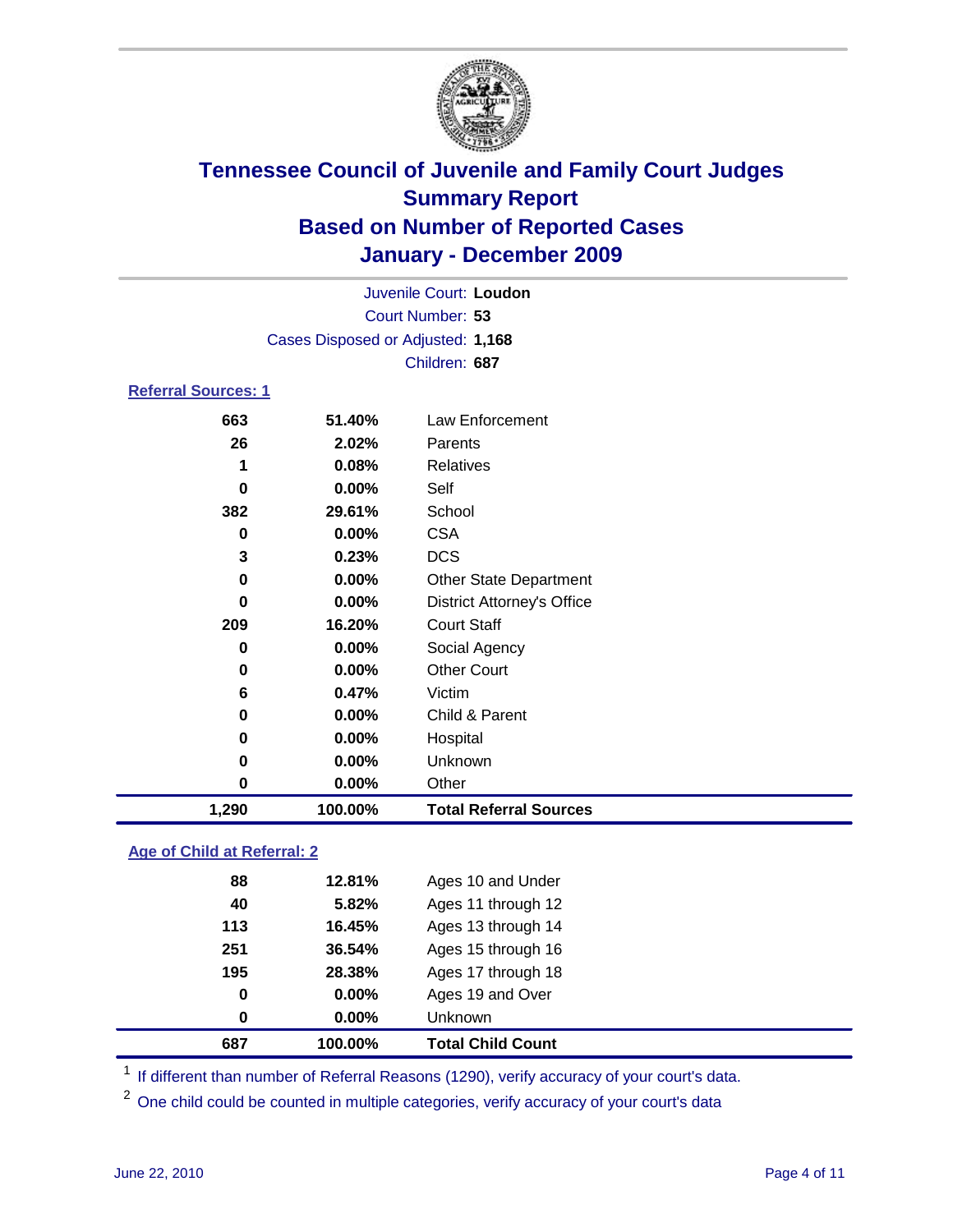# Tennessee Council of Juvenile and Family Court Judges
## Summary Report
## Based on Number of Reported Cases
## January - December 2009

Juvenile Court: **Loudon**
Court Number: **53**
Cases Disposed or Adjusted: **1,168**
Children: **687**

### Referral Sources: 1

| Count | Percent | Source |
|---|---|---|
| 663 | 51.40% | Law Enforcement |
| 26 | 2.02% | Parents |
| 1 | 0.08% | Relatives |
| 0 | 0.00% | Self |
| 382 | 29.61% | School |
| 0 | 0.00% | CSA |
| 3 | 0.23% | DCS |
| 0 | 0.00% | Other State Department |
| 0 | 0.00% | District Attorney's Office |
| 209 | 16.20% | Court Staff |
| 0 | 0.00% | Social Agency |
| 0 | 0.00% | Other Court |
| 6 | 0.47% | Victim |
| 0 | 0.00% | Child & Parent |
| 0 | 0.00% | Hospital |
| 0 | 0.00% | Unknown |
| 0 | 0.00% | Other |
| **1,290** | **100.00%** | **Total Referral Sources** |

### Age of Child at Referral: 2

| Count | Percent | Age |
|---|---|---|
| 88 | 12.81% | Ages 10 and Under |
| 40 | 5.82% | Ages 11 through 12 |
| 113 | 16.45% | Ages 13 through 14 |
| 251 | 36.54% | Ages 15 through 16 |
| 195 | 28.38% | Ages 17 through 18 |
| 0 | 0.00% | Ages 19 and Over |
| 0 | 0.00% | Unknown |
| **687** | **100.00%** | **Total Child Count** |

[1] If different than number of Referral Reasons (1290), verify accuracy of your court's data.

[2] One child could be counted in multiple categories, verify accuracy of your court's data

June 22, 2010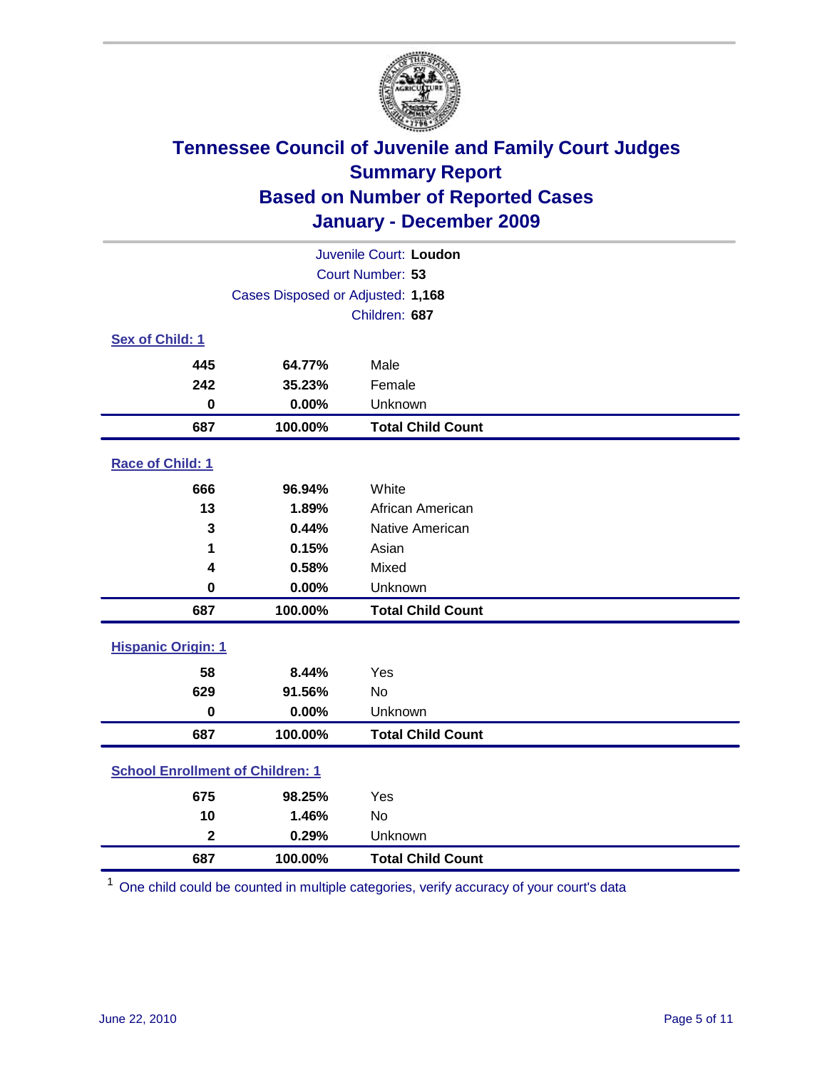# Tennessee Council of Juvenile and Family Court Judges
## Summary Report
## Based on Number of Reported Cases
## January - December 2009

Juvenile Court: **Loudon**
Court Number: **53**
Cases Disposed or Adjusted: **1,168**
Children: **687**

### Sex of Child: 1

| Count | Percent | Category |
|---|---|---|
| 445 | 64.77% | Male |
| 242 | 35.23% | Female |
| 0 | 0.00% | Unknown |
| **687** | **100.00%** | **Total Child Count** |

### Race of Child: 1

| Count | Percent | Category |
|---|---|---|
| 666 | 96.94% | White |
| 13 | 1.89% | African American |
| 3 | 0.44% | Native American |
| 1 | 0.15% | Asian |
| 4 | 0.58% | Mixed |
| 0 | 0.00% | Unknown |
| **687** | **100.00%** | **Total Child Count** |

### Hispanic Origin: 1

| Count | Percent | Category |
|---|---|---|
| 58 | 8.44% | Yes |
| 629 | 91.56% | No |
| 0 | 0.00% | Unknown |
| **687** | **100.00%** | **Total Child Count** |

### School Enrollment of Children: 1

| Count | Percent | Category |
|---|---|---|
| 675 | 98.25% | Yes |
| 10 | 1.46% | No |
| 2 | 0.29% | Unknown |
| **687** | **100.00%** | **Total Child Count** |

[1] One child could be counted in multiple categories, verify accuracy of your court's data

June 22, 2010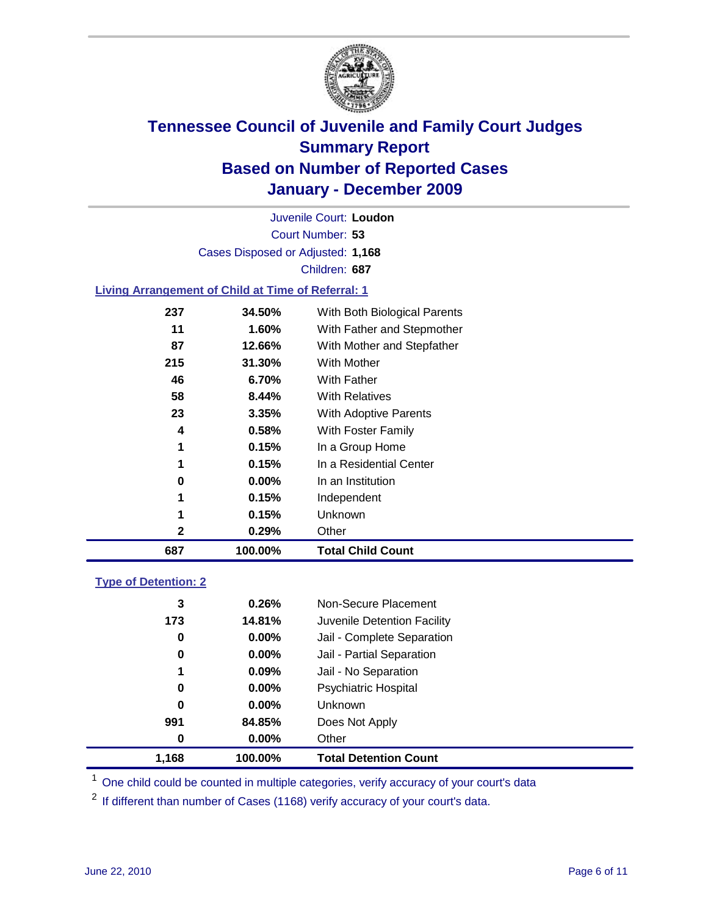# Tennessee Council of Juvenile and Family Court Judges
## Summary Report
## Based on Number of Reported Cases
## January - December 2009

Juvenile Court: **Loudon**

Court Number: **53**

Cases Disposed or Adjusted: **1,168**

Children: **687**

### Living Arrangement of Child at Time of Referral: 1

| | | |
|---|---|---|
| 237 | 34.50% | With Both Biological Parents |
| 11 | 1.60% | With Father and Stepmother |
| 87 | 12.66% | With Mother and Stepfather |
| 215 | 31.30% | With Mother |
| 46 | 6.70% | With Father |
| 58 | 8.44% | With Relatives |
| 23 | 3.35% | With Adoptive Parents |
| 4 | 0.58% | With Foster Family |
| 1 | 0.15% | In a Group Home |
| 1 | 0.15% | In a Residential Center |
| 0 | 0.00% | In an Institution |
| 1 | 0.15% | Independent |
| 1 | 0.15% | Unknown |
| 2 | 0.29% | Other |
| **687** | **100.00%** | **Total Child Count** |

### Type of Detention: 2

| | | |
|---|---|---|
| 3 | 0.26% | Non-Secure Placement |
| 173 | 14.81% | Juvenile Detention Facility |
| 0 | 0.00% | Jail - Complete Separation |
| 0 | 0.00% | Jail - Partial Separation |
| 1 | 0.09% | Jail - No Separation |
| 0 | 0.00% | Psychiatric Hospital |
| 0 | 0.00% | Unknown |
| 991 | 84.85% | Does Not Apply |
| 0 | 0.00% | Other |
| **1,168** | **100.00%** | **Total Detention Count** |

[1] One child could be counted in multiple categories, verify accuracy of your court's data

[2] If different than number of Cases (1168) verify accuracy of your court's data.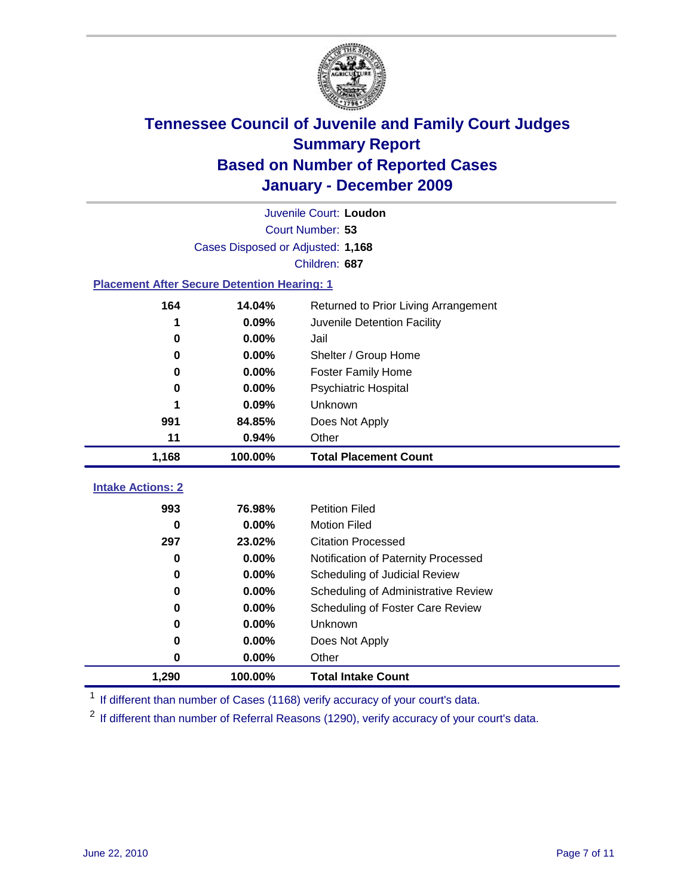# Tennessee Council of Juvenile and Family Court Judges
## Summary Report
## Based on Number of Reported Cases
## January - December 2009

Juvenile Court: **Loudon**

Court Number: **53**

Cases Disposed or Adjusted: **1,168**

Children: **687**

### Placement After Secure Detention Hearing: 1

| | | |
|---|---|---|
| 164 | 14.04% | Returned to Prior Living Arrangement |
| 1 | 0.09% | Juvenile Detention Facility |
| 0 | 0.00% | Jail |
| 0 | 0.00% | Shelter / Group Home |
| 0 | 0.00% | Foster Family Home |
| 0 | 0.00% | Psychiatric Hospital |
| 1 | 0.09% | Unknown |
| 991 | 84.85% | Does Not Apply |
| 11 | 0.94% | Other |
| **1,168** | **100.00%** | **Total Placement Count** |

### Intake Actions: 2

| | | |
|---|---|---|
| 993 | 76.98% | Petition Filed |
| 0 | 0.00% | Motion Filed |
| 297 | 23.02% | Citation Processed |
| 0 | 0.00% | Notification of Paternity Processed |
| 0 | 0.00% | Scheduling of Judicial Review |
| 0 | 0.00% | Scheduling of Administrative Review |
| 0 | 0.00% | Scheduling of Foster Care Review |
| 0 | 0.00% | Unknown |
| 0 | 0.00% | Does Not Apply |
| 0 | 0.00% | Other |
| **1,290** | **100.00%** | **Total Intake Count** |

[1] If different than number of Cases (1168) verify accuracy of your court's data.

[2] If different than number of Referral Reasons (1290), verify accuracy of your court's data.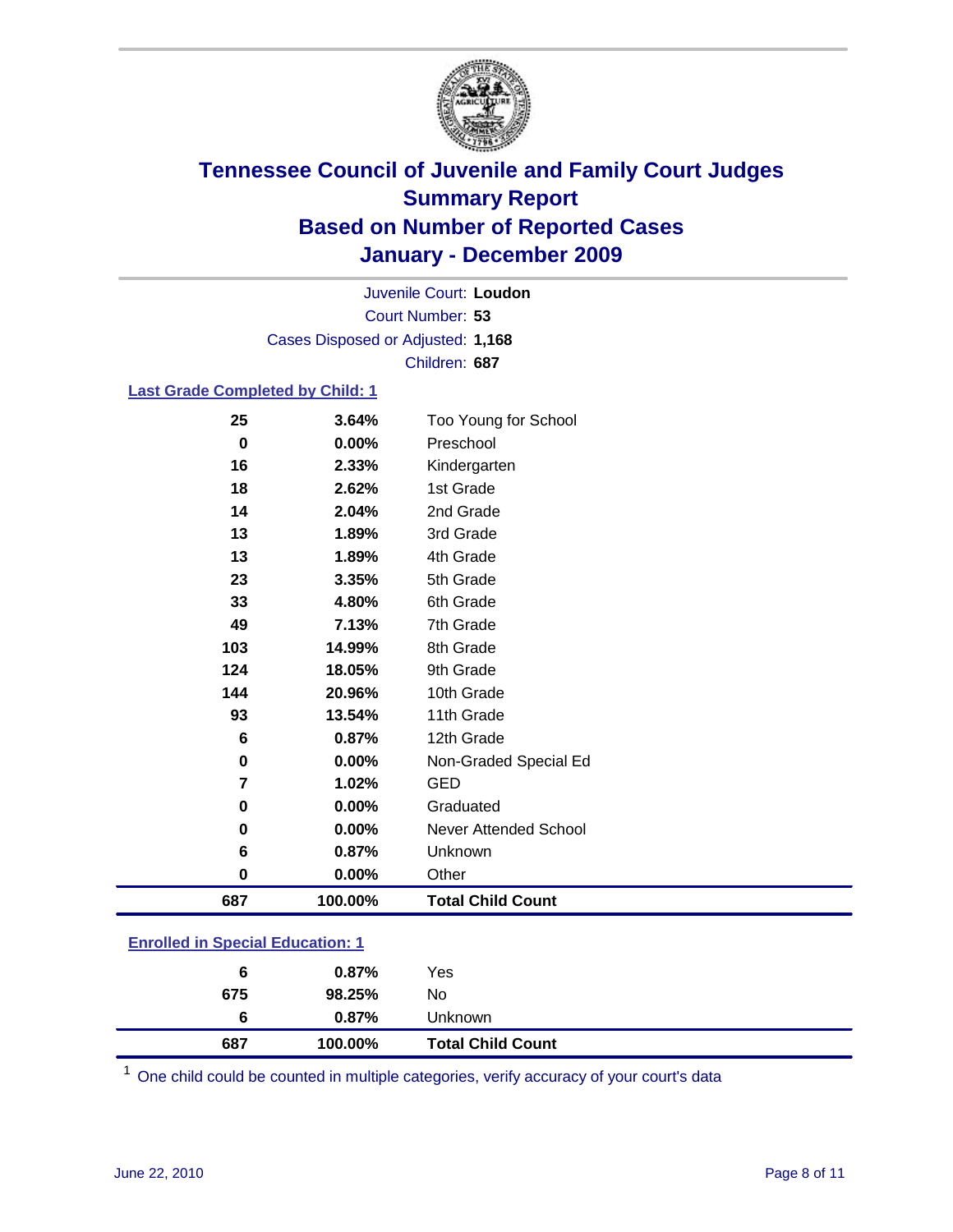# Tennessee Council of Juvenile and Family Court Judges
## Summary Report
## Based on Number of Reported Cases
## January - December 2009

Juvenile Court: **Loudon**

Court Number: **53**

Cases Disposed or Adjusted: **1,168**

Children: **687**

### Last Grade Completed by Child: 1

| Count | Percent | Category |
|---|---|---|
| 25 | 3.64% | Too Young for School |
| 0 | 0.00% | Preschool |
| 16 | 2.33% | Kindergarten |
| 18 | 2.62% | 1st Grade |
| 14 | 2.04% | 2nd Grade |
| 13 | 1.89% | 3rd Grade |
| 13 | 1.89% | 4th Grade |
| 23 | 3.35% | 5th Grade |
| 33 | 4.80% | 6th Grade |
| 49 | 7.13% | 7th Grade |
| 103 | 14.99% | 8th Grade |
| 124 | 18.05% | 9th Grade |
| 144 | 20.96% | 10th Grade |
| 93 | 13.54% | 11th Grade |
| 6 | 0.87% | 12th Grade |
| 0 | 0.00% | Non-Graded Special Ed |
| 7 | 1.02% | GED |
| 0 | 0.00% | Graduated |
| 0 | 0.00% | Never Attended School |
| 6 | 0.87% | Unknown |
| 0 | 0.00% | Other |
| **687** | **100.00%** | **Total Child Count** |

### Enrolled in Special Education: 1

| Count | Percent | Category |
|---|---|---|
| 6 | 0.87% | Yes |
| 675 | 98.25% | No |
| 6 | 0.87% | Unknown |
| **687** | **100.00%** | **Total Child Count** |

[1] One child could be counted in multiple categories, verify accuracy of your court's data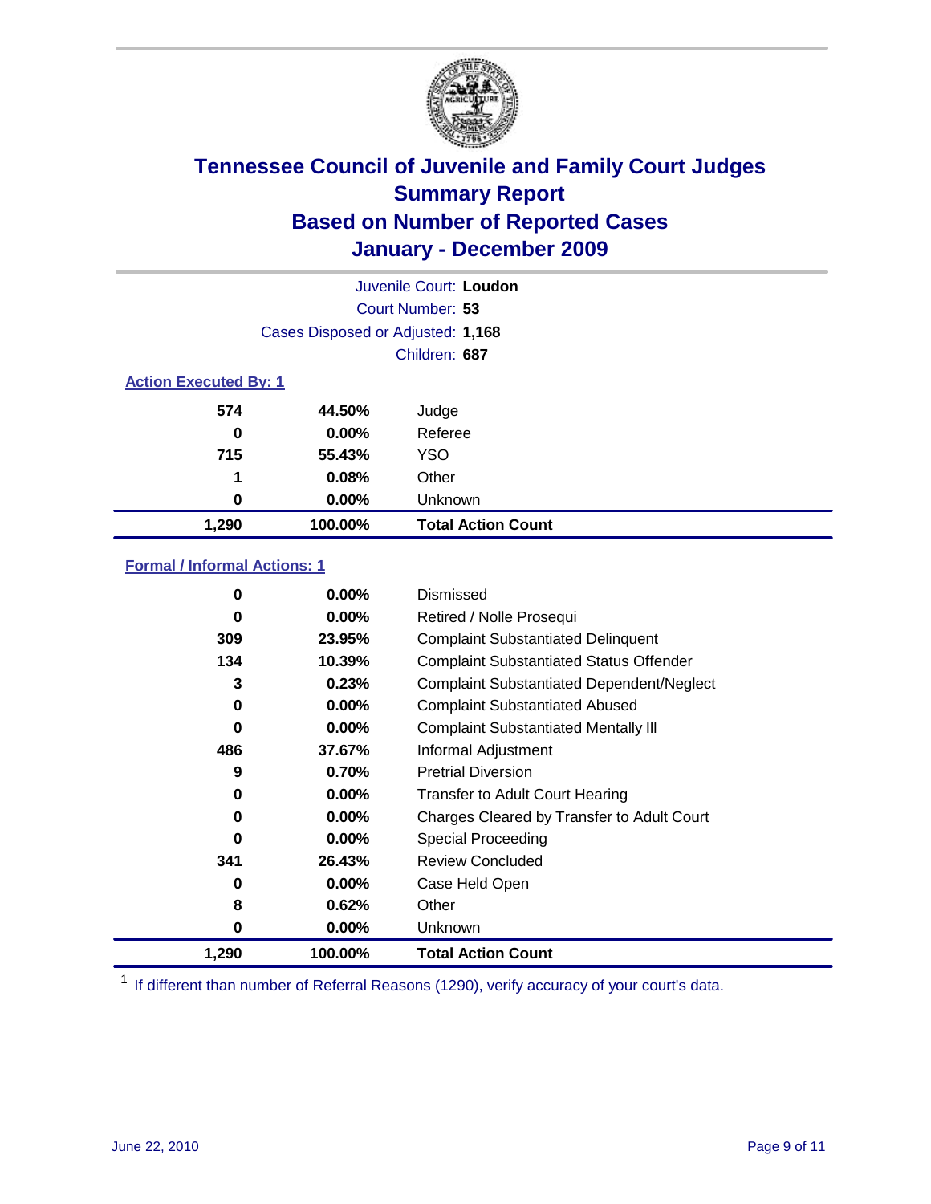# Tennessee Council of Juvenile and Family Court Judges
## Summary Report
## Based on Number of Reported Cases
## January - December 2009

Juvenile Court: **Loudon**

Court Number: **53**

Cases Disposed or Adjusted: **1,168**

Children: **687**

### Action Executed By: 1

| | | |
|---|---|---|
| 574 | 44.50% | Judge |
| 0 | 0.00% | Referee |
| 715 | 55.43% | YSO |
| 1 | 0.08% | Other |
| 0 | 0.00% | Unknown |
| **1,290** | **100.00%** | **Total Action Count** |

### Formal / Informal Actions: 1

| | | |
|---|---|---|
| 0 | 0.00% | Dismissed |
| 0 | 0.00% | Retired / Nolle Prosequi |
| 309 | 23.95% | Complaint Substantiated Delinquent |
| 134 | 10.39% | Complaint Substantiated Status Offender |
| 3 | 0.23% | Complaint Substantiated Dependent/Neglect |
| 0 | 0.00% | Complaint Substantiated Abused |
| 0 | 0.00% | Complaint Substantiated Mentally Ill |
| 486 | 37.67% | Informal Adjustment |
| 9 | 0.70% | Pretrial Diversion |
| 0 | 0.00% | Transfer to Adult Court Hearing |
| 0 | 0.00% | Charges Cleared by Transfer to Adult Court |
| 0 | 0.00% | Special Proceeding |
| 341 | 26.43% | Review Concluded |
| 0 | 0.00% | Case Held Open |
| 8 | 0.62% | Other |
| 0 | 0.00% | Unknown |
| **1,290** | **100.00%** | **Total Action Count** |

[1] If different than number of Referral Reasons (1290), verify accuracy of your court's data.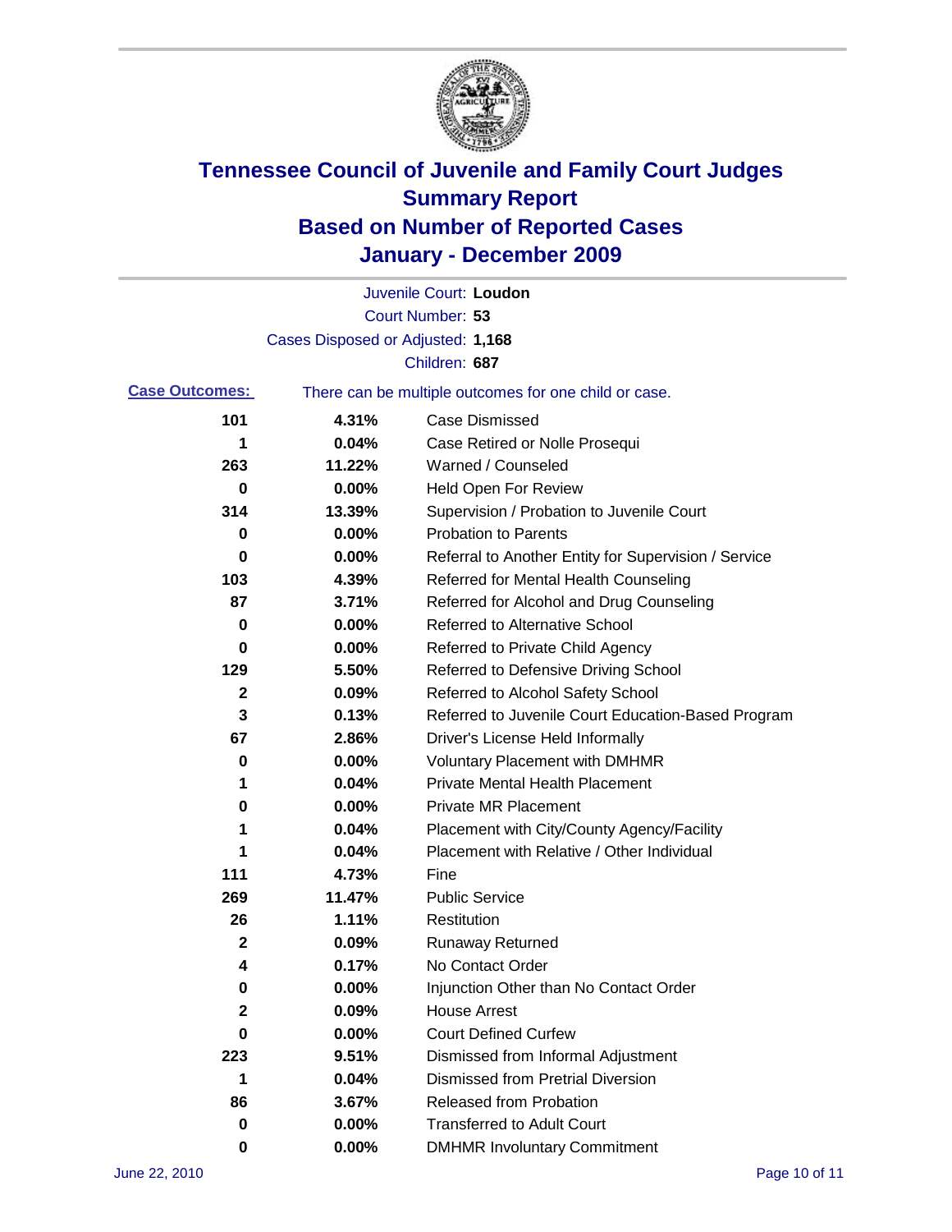# Tennessee Council of Juvenile and Family Court Judges
## Summary Report
## Based on Number of Reported Cases
## January - December 2009

Juvenile Court: **Loudon**
Court Number: **53**
Cases Disposed or Adjusted: **1,168**
Children: **687**

**Case Outcomes:** There can be multiple outcomes for one child or case.

| Count | Percent | Outcome |
|---|---|---|
| 101 | 4.31% | Case Dismissed |
| 1 | 0.04% | Case Retired or Nolle Prosequi |
| 263 | 11.22% | Warned / Counseled |
| 0 | 0.00% | Held Open For Review |
| 314 | 13.39% | Supervision / Probation to Juvenile Court |
| 0 | 0.00% | Probation to Parents |
| 0 | 0.00% | Referral to Another Entity for Supervision / Service |
| 103 | 4.39% | Referred for Mental Health Counseling |
| 87 | 3.71% | Referred for Alcohol and Drug Counseling |
| 0 | 0.00% | Referred to Alternative School |
| 0 | 0.00% | Referred to Private Child Agency |
| 129 | 5.50% | Referred to Defensive Driving School |
| 2 | 0.09% | Referred to Alcohol Safety School |
| 3 | 0.13% | Referred to Juvenile Court Education-Based Program |
| 67 | 2.86% | Driver's License Held Informally |
| 0 | 0.00% | Voluntary Placement with DMHMR |
| 1 | 0.04% | Private Mental Health Placement |
| 0 | 0.00% | Private MR Placement |
| 1 | 0.04% | Placement with City/County Agency/Facility |
| 1 | 0.04% | Placement with Relative / Other Individual |
| 111 | 4.73% | Fine |
| 269 | 11.47% | Public Service |
| 26 | 1.11% | Restitution |
| 2 | 0.09% | Runaway Returned |
| 4 | 0.17% | No Contact Order |
| 0 | 0.00% | Injunction Other than No Contact Order |
| 2 | 0.09% | House Arrest |
| 0 | 0.00% | Court Defined Curfew |
| 223 | 9.51% | Dismissed from Informal Adjustment |
| 1 | 0.04% | Dismissed from Pretrial Diversion |
| 86 | 3.67% | Released from Probation |
| 0 | 0.00% | Transferred to Adult Court |
| 0 | 0.00% | DMHMR Involuntary Commitment |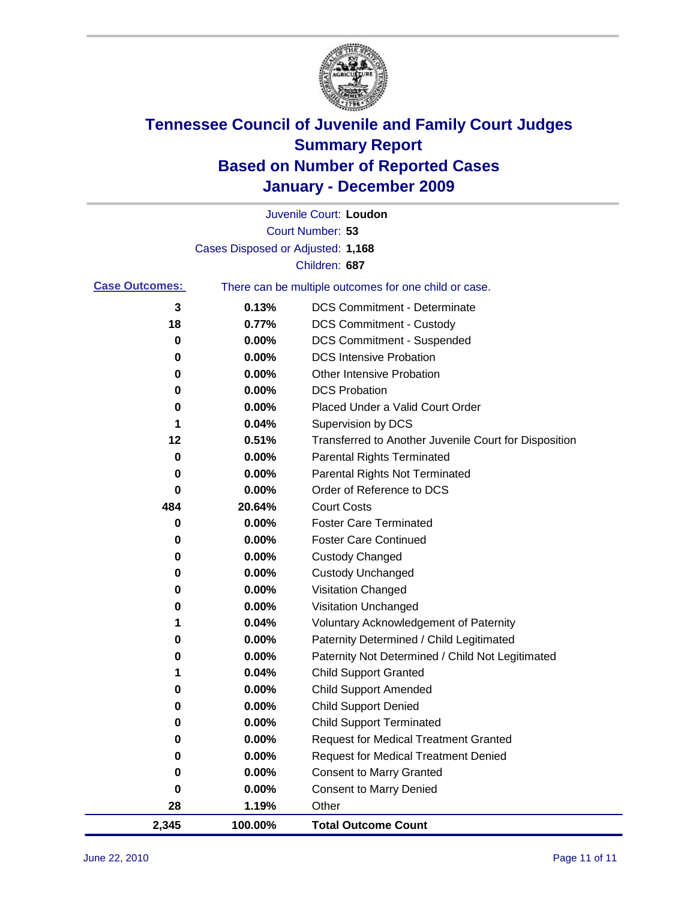# Tennessee Council of Juvenile and Family Court Judges
## Summary Report
## Based on Number of Reported Cases
## January - December 2009

Juvenile Court: **Loudon**

Court Number: **53**

Cases Disposed or Adjusted: **1,168**

Children: **687**

**Case Outcomes:** There can be multiple outcomes for one child or case.

| | | |
|---|---|---|
| 3 | 0.13% | DCS Commitment - Determinate |
| 18 | 0.77% | DCS Commitment - Custody |
| 0 | 0.00% | DCS Commitment - Suspended |
| 0 | 0.00% | DCS Intensive Probation |
| 0 | 0.00% | Other Intensive Probation |
| 0 | 0.00% | DCS Probation |
| 0 | 0.00% | Placed Under a Valid Court Order |
| 1 | 0.04% | Supervision by DCS |
| 12 | 0.51% | Transferred to Another Juvenile Court for Disposition |
| 0 | 0.00% | Parental Rights Terminated |
| 0 | 0.00% | Parental Rights Not Terminated |
| 0 | 0.00% | Order of Reference to DCS |
| 484 | 20.64% | Court Costs |
| 0 | 0.00% | Foster Care Terminated |
| 0 | 0.00% | Foster Care Continued |
| 0 | 0.00% | Custody Changed |
| 0 | 0.00% | Custody Unchanged |
| 0 | 0.00% | Visitation Changed |
| 0 | 0.00% | Visitation Unchanged |
| 1 | 0.04% | Voluntary Acknowledgement of Paternity |
| 0 | 0.00% | Paternity Determined / Child Legitimated |
| 0 | 0.00% | Paternity Not Determined / Child Not Legitimated |
| 1 | 0.04% | Child Support Granted |
| 0 | 0.00% | Child Support Amended |
| 0 | 0.00% | Child Support Denied |
| 0 | 0.00% | Child Support Terminated |
| 0 | 0.00% | Request for Medical Treatment Granted |
| 0 | 0.00% | Request for Medical Treatment Denied |
| 0 | 0.00% | Consent to Marry Granted |
| 0 | 0.00% | Consent to Marry Denied |
| 28 | 1.19% | Other |
| **2,345** | **100.00%** | **Total Outcome Count** |

June 22, 2010